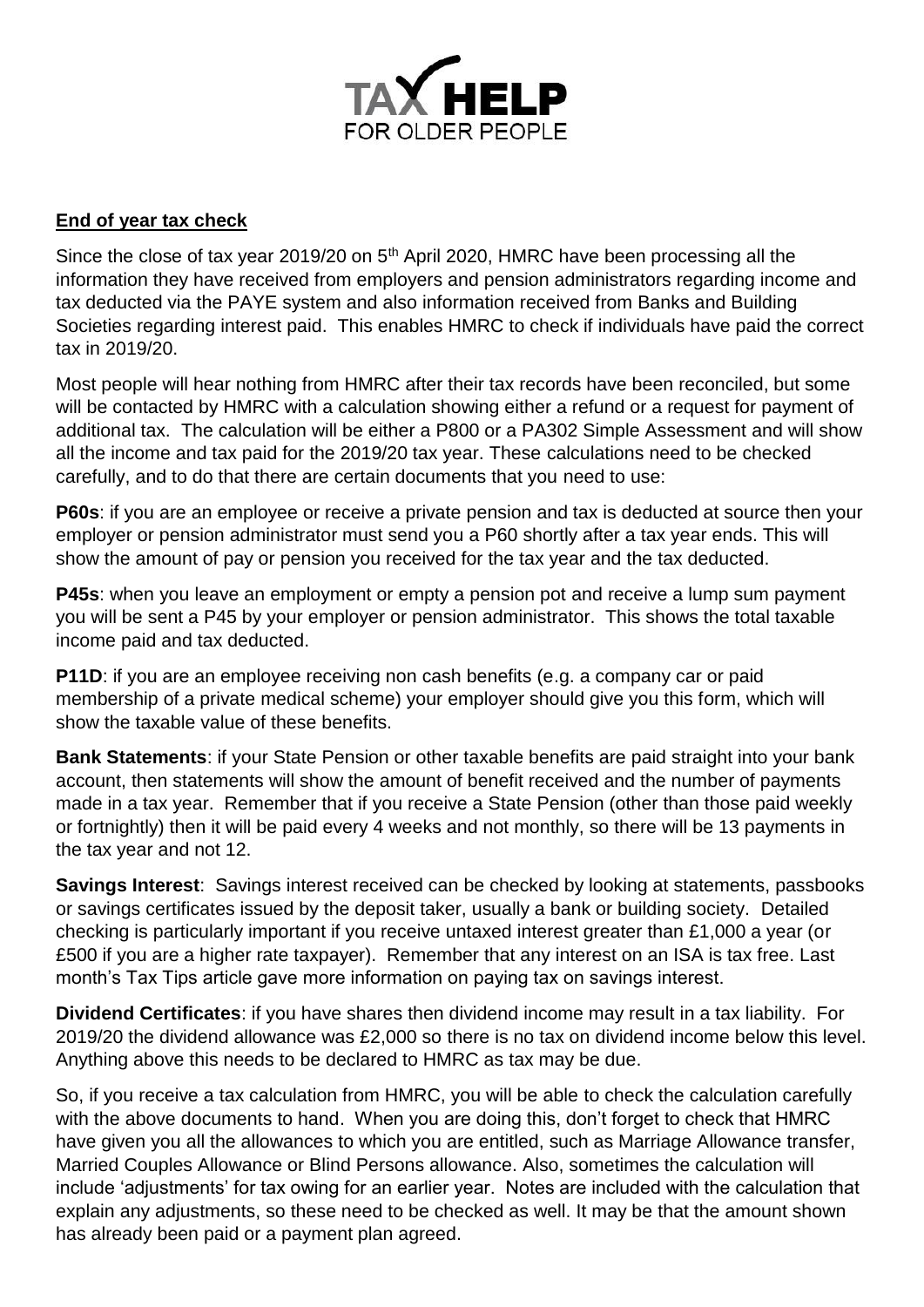**TAX HELP**
FOR OLDER PEOPLE

## End of year tax check

Since the close of tax year 2019/20 on 5th April 2020, HMRC have been processing all the information they have received from employers and pension administrators regarding income and tax deducted via the PAYE system and also information received from Banks and Building Societies regarding interest paid. This enables HMRC to check if individuals have paid the correct tax in 2019/20.

Most people will hear nothing from HMRC after their tax records have been reconciled, but some will be contacted by HMRC with a calculation showing either a refund or a request for payment of additional tax. The calculation will be either a P800 or a PA302 Simple Assessment and will show all the income and tax paid for the 2019/20 tax year. These calculations need to be checked carefully, and to do that there are certain documents that you need to use:

**P60s**: if you are an employee or receive a private pension and tax is deducted at source then your employer or pension administrator must send you a P60 shortly after a tax year ends. This will show the amount of pay or pension you received for the tax year and the tax deducted.

**P45s**: when you leave an employment or empty a pension pot and receive a lump sum payment you will be sent a P45 by your employer or pension administrator. This shows the total taxable income paid and tax deducted.

**P11D**: if you are an employee receiving non cash benefits (e.g. a company car or paid membership of a private medical scheme) your employer should give you this form, which will show the taxable value of these benefits.

**Bank Statements**: if your State Pension or other taxable benefits are paid straight into your bank account, then statements will show the amount of benefit received and the number of payments made in a tax year. Remember that if you receive a State Pension (other than those paid weekly or fortnightly) then it will be paid every 4 weeks and not monthly, so there will be 13 payments in the tax year and not 12.

**Savings Interest**: Savings interest received can be checked by looking at statements, passbooks or savings certificates issued by the deposit taker, usually a bank or building society. Detailed checking is particularly important if you receive untaxed interest greater than £1,000 a year (or £500 if you are a higher rate taxpayer). Remember that any interest on an ISA is tax free. Last month's Tax Tips article gave more information on paying tax on savings interest.

**Dividend Certificates**: if you have shares then dividend income may result in a tax liability. For 2019/20 the dividend allowance was £2,000 so there is no tax on dividend income below this level. Anything above this needs to be declared to HMRC as tax may be due.

So, if you receive a tax calculation from HMRC, you will be able to check the calculation carefully with the above documents to hand. When you are doing this, don't forget to check that HMRC have given you all the allowances to which you are entitled, such as Marriage Allowance transfer, Married Couples Allowance or Blind Persons allowance. Also, sometimes the calculation will include 'adjustments' for tax owing for an earlier year. Notes are included with the calculation that explain any adjustments, so these need to be checked as well. It may be that the amount shown has already been paid or a payment plan agreed.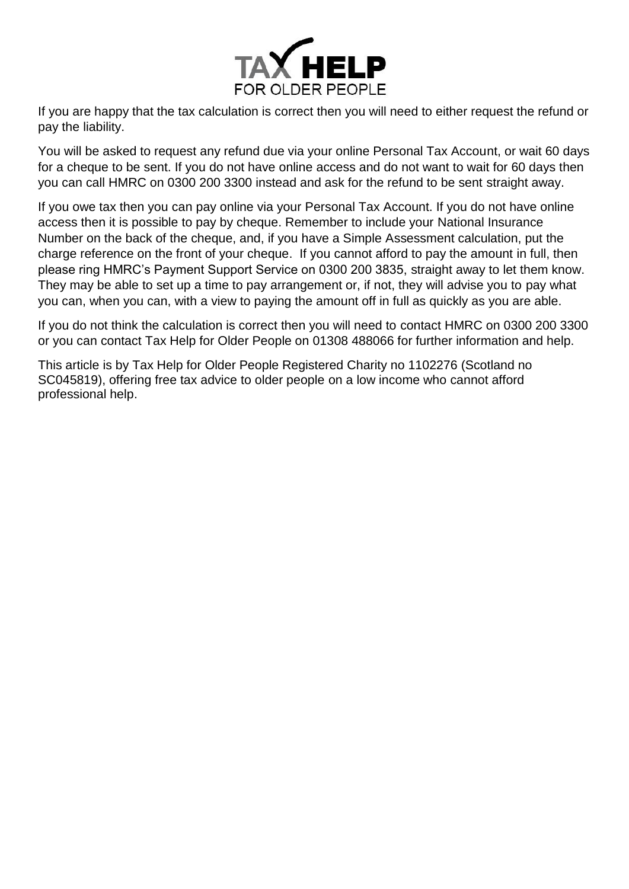If you are happy that the tax calculation is correct then you will need to either request the refund or pay the liability.

You will be asked to request any refund due via your online Personal Tax Account, or wait 60 days for a cheque to be sent. If you do not have online access and do not want to wait for 60 days then you can call HMRC on 0300 200 3300 instead and ask for the refund to be sent straight away.

If you owe tax then you can pay online via your Personal Tax Account. If you do not have online access then it is possible to pay by cheque. Remember to include your National Insurance Number on the back of the cheque, and, if you have a Simple Assessment calculation, put the charge reference on the front of your cheque. If you cannot afford to pay the amount in full, then please ring HMRC's Payment Support Service on 0300 200 3835, straight away to let them know. They may be able to set up a time to pay arrangement or, if not, they will advise you to pay what you can, when you can, with a view to paying the amount off in full as quickly as you are able.

If you do not think the calculation is correct then you will need to contact HMRC on 0300 200 3300 or you can contact Tax Help for Older People on 01308 488066 for further information and help.

This article is by Tax Help for Older People Registered Charity no 1102276 (Scotland no SC045819), offering free tax advice to older people on a low income who cannot afford professional help.